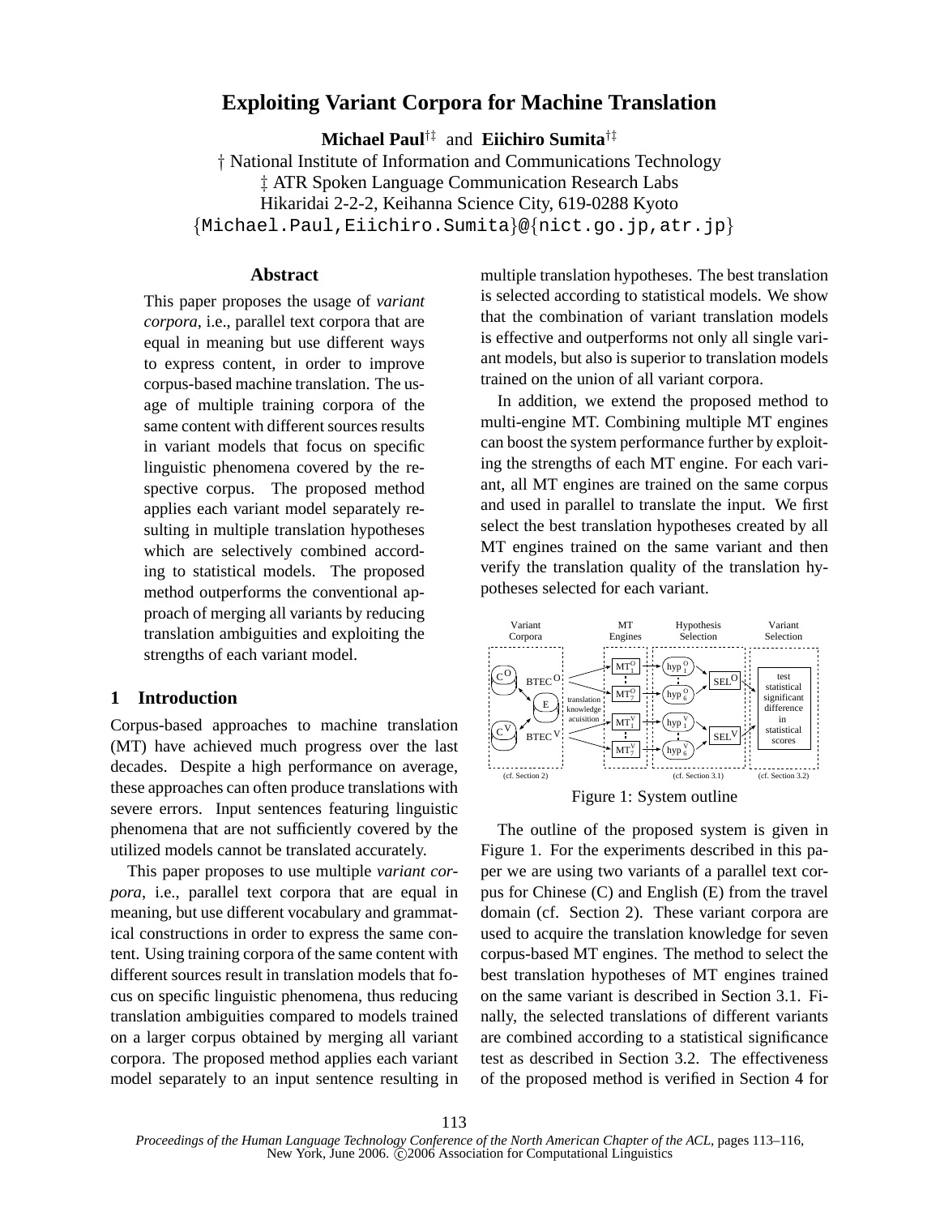# Exploiting Variant Corpora for Machine Translation

**Michael Paul**[†‡] and **Eiichiro Sumita**[†‡]

† National Institute of Information and Communications Technology
‡ ATR Spoken Language Communication Research Labs
Hikaridai 2-2-2, Keihanna Science City, 619-0288 Kyoto
{Michael.Paul,Eiichiro.Sumita}@{nict.go.jp,atr.jp}

## Abstract

This paper proposes the usage of *variant corpora*, i.e., parallel text corpora that are equal in meaning but use different ways to express content, in order to improve corpus-based machine translation. The usage of multiple training corpora of the same content with different sources results in variant models that focus on specific linguistic phenomena covered by the respective corpus. The proposed method applies each variant model separately resulting in multiple translation hypotheses which are selectively combined according to statistical models. The proposed method outperforms the conventional approach of merging all variants by reducing translation ambiguities and exploiting the strengths of each variant model.

## 1 Introduction

Corpus-based approaches to machine translation (MT) have achieved much progress over the last decades. Despite a high performance on average, these approaches can often produce translations with severe errors. Input sentences featuring linguistic phenomena that are not sufficiently covered by the utilized models cannot be translated accurately.

This paper proposes to use multiple *variant corpora*, i.e., parallel text corpora that are equal in meaning, but use different vocabulary and grammatical constructions in order to express the same content. Using training corpora of the same content with different sources result in translation models that focus on specific linguistic phenomena, thus reducing translation ambiguities compared to models trained on a larger corpus obtained by merging all variant corpora. The proposed method applies each variant model separately to an input sentence resulting in multiple translation hypotheses. The best translation is selected according to statistical models. We show that the combination of variant translation models is effective and outperforms not only all single variant models, but also is superior to translation models trained on the union of all variant corpora.

In addition, we extend the proposed method to multi-engine MT. Combining multiple MT engines can boost the system performance further by exploiting the strengths of each MT engine. For each variant, all MT engines are trained on the same corpus and used in parallel to translate the input. We first select the best translation hypotheses created by all MT engines trained on the same variant and then verify the translation quality of the translation hypotheses selected for each variant.

Figure 1: System outline

The outline of the proposed system is given in Figure 1. For the experiments described in this paper we are using two variants of a parallel text corpus for Chinese (C) and English (E) from the travel domain (cf. Section 2). These variant corpora are used to acquire the translation knowledge for seven corpus-based MT engines. The method to select the best translation hypotheses of MT engines trained on the same variant is described in Section 3.1. Finally, the selected translations of different variants are combined according to a statistical significance test as described in Section 3.2. The effectiveness of the proposed method is verified in Section 4 for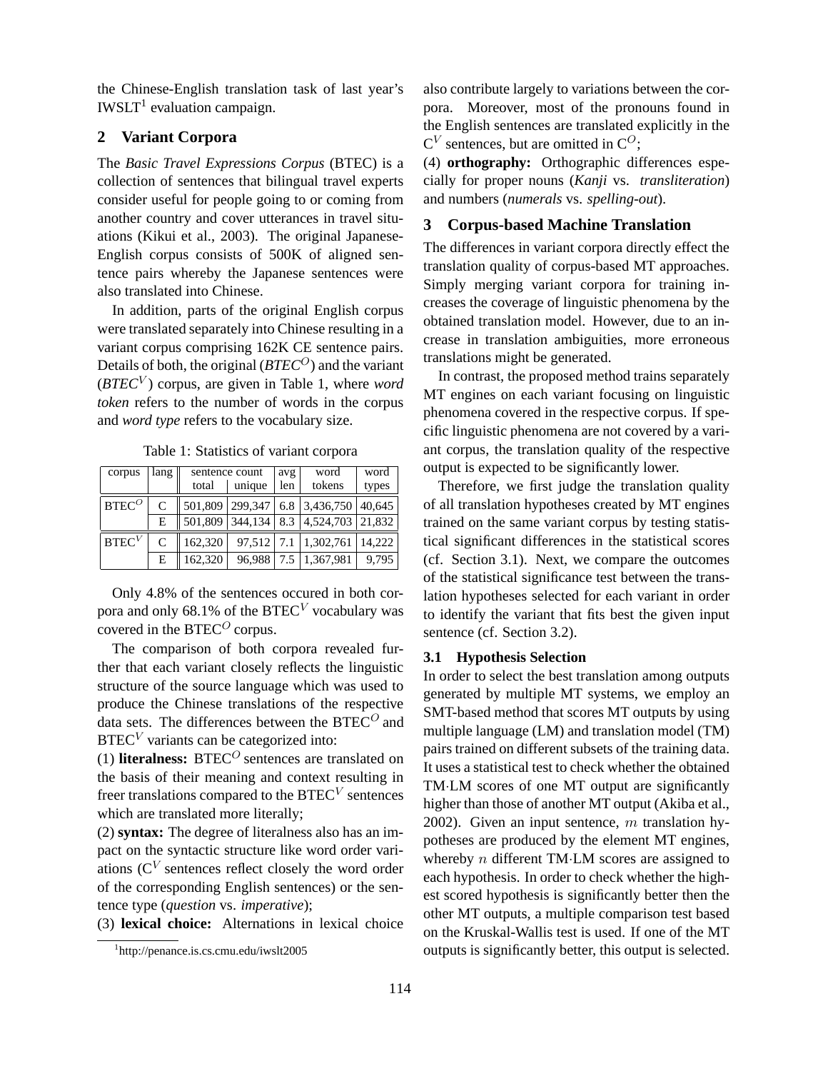the Chinese-English translation task of last year's IWSLT[1] evaluation campaign.

## 2 Variant Corpora

The *Basic Travel Expressions Corpus* (BTEC) is a collection of sentences that bilingual travel experts consider useful for people going to or coming from another country and cover utterances in travel situations (Kikui et al., 2003). The original Japanese-English corpus consists of 500K of aligned sentence pairs whereby the Japanese sentences were also translated into Chinese.

In addition, parts of the original English corpus were translated separately into Chinese resulting in a variant corpus comprising 162K CE sentence pairs. Details of both, the original (*BTEC*$^O$) and the variant (*BTEC*$^V$) corpus, are given in Table 1, where *word token* refers to the number of words in the corpus and *word type* refers to the vocabulary size.

Table 1: Statistics of variant corpora

| corpus | lang | sentence count | | avg | word | word |
|---|---|---|---|---|---|---|
| | | total | unique | len | tokens | types |
| BTEC$^O$ | C | 501,809 | 299,347 | 6.8 | 3,436,750 | 40,645 |
| | E | 501,809 | 344,134 | 8.3 | 4,524,703 | 21,832 |
| BTEC$^V$ | C | 162,320 | 97,512 | 7.1 | 1,302,761 | 14,222 |
| | E | 162,320 | 96,988 | 7.5 | 1,367,981 | 9,795 |

Only 4.8% of the sentences occured in both corpora and only 68.1% of the BTEC$^V$ vocabulary was covered in the BTEC$^O$ corpus.

The comparison of both corpora revealed further that each variant closely reflects the linguistic structure of the source language which was used to produce the Chinese translations of the respective data sets. The differences between the BTEC$^O$ and BTEC$^V$ variants can be categorized into:

(1) **literalness:** BTEC$^O$ sentences are translated on the basis of their meaning and context resulting in freer translations compared to the BTEC$^V$ sentences which are translated more literally;

(2) **syntax:** The degree of literalness also has an impact on the syntactic structure like word order variations (C$^V$ sentences reflect closely the word order of the corresponding English sentences) or the sentence type (*question* vs. *imperative*);

(3) **lexical choice:** Alternations in lexical choice also contribute largely to variations between the corpora. Moreover, most of the pronouns found in the English sentences are translated explicitly in the C$^V$ sentences, but are omitted in C$^O$;

(4) **orthography:** Orthographic differences especially for proper nouns (*Kanji* vs. *transliteration*) and numbers (*numerals* vs. *spelling-out*).

[1] http://penance.is.cs.cmu.edu/iwslt2005

## 3 Corpus-based Machine Translation

The differences in variant corpora directly effect the translation quality of corpus-based MT approaches. Simply merging variant corpora for training increases the coverage of linguistic phenomena by the obtained translation model. However, due to an increase in translation ambiguities, more erroneous translations might be generated.

In contrast, the proposed method trains separately MT engines on each variant focusing on linguistic phenomena covered in the respective corpus. If specific linguistic phenomena are not covered by a variant corpus, the translation quality of the respective output is expected to be significantly lower.

Therefore, we first judge the translation quality of all translation hypotheses created by MT engines trained on the same variant corpus by testing statistical significant differences in the statistical scores (cf. Section 3.1). Next, we compare the outcomes of the statistical significance test between the translation hypotheses selected for each variant in order to identify the variant that fits best the given input sentence (cf. Section 3.2).

### 3.1 Hypothesis Selection

In order to select the best translation among outputs generated by multiple MT systems, we employ an SMT-based method that scores MT outputs by using multiple language (LM) and translation model (TM) pairs trained on different subsets of the training data. It uses a statistical test to check whether the obtained TM·LM scores of one MT output are significantly higher than those of another MT output (Akiba et al., 2002). Given an input sentence, $m$ translation hypotheses are produced by the element MT engines, whereby $n$ different TM·LM scores are assigned to each hypothesis. In order to check whether the highest scored hypothesis is significantly better then the other MT outputs, a multiple comparison test based on the Kruskal-Wallis test is used. If one of the MT outputs is significantly better, this output is selected.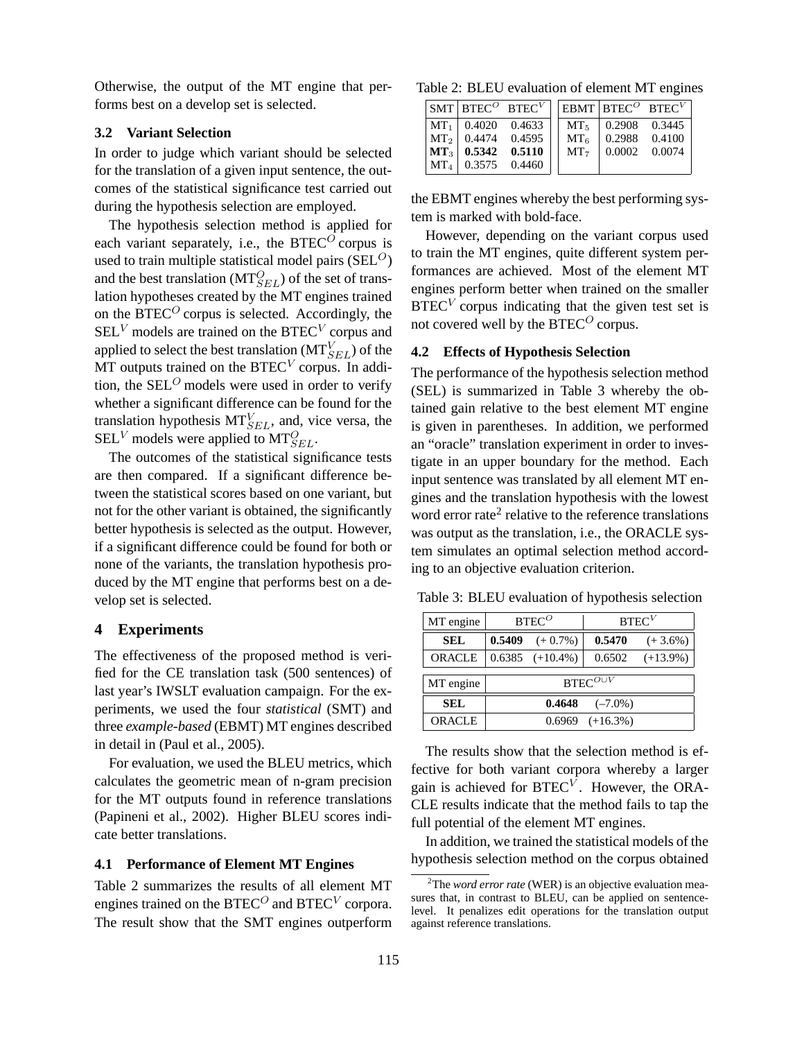Otherwise, the output of the MT engine that performs best on a develop set is selected.

### 3.2 Variant Selection

In order to judge which variant should be selected for the translation of a given input sentence, the outcomes of the statistical significance test carried out during the hypothesis selection are employed.

The hypothesis selection method is applied for each variant separately, i.e., the $\text{BTEC}^O$ corpus is used to train multiple statistical model pairs ($\text{SEL}^O$) and the best translation ($\text{MT}^O_{SEL}$) of the set of translation hypotheses created by the MT engines trained on the $\text{BTEC}^O$ corpus is selected. Accordingly, the $\text{SEL}^V$ models are trained on the $\text{BTEC}^V$ corpus and applied to select the best translation ($\text{MT}^V_{SEL}$) of the MT outputs trained on the $\text{BTEC}^V$ corpus. In addition, the $\text{SEL}^O$ models were used in order to verify whether a significant difference can be found for the translation hypothesis $\text{MT}^V_{SEL}$, and, vice versa, the $\text{SEL}^V$ models were applied to $\text{MT}^O_{SEL}$.

The outcomes of the statistical significance tests are then compared. If a significant difference between the statistical scores based on one variant, but not for the other variant is obtained, the significantly better hypothesis is selected as the output. However, if a significant difference could be found for both or none of the variants, the translation hypothesis produced by the MT engine that performs best on a develop set is selected.

## 4 Experiments

The effectiveness of the proposed method is verified for the CE translation task (500 sentences) of last year's IWSLT evaluation campaign. For the experiments, we used the four *statistical* (SMT) and three *example-based* (EBMT) MT engines described in detail in (Paul et al., 2005).

For evaluation, we used the BLEU metrics, which calculates the geometric mean of n-gram precision for the MT outputs found in reference translations (Papineni et al., 2002). Higher BLEU scores indicate better translations.

### 4.1 Performance of Element MT Engines

Table 2 summarizes the results of all element MT engines trained on the $\text{BTEC}^O$ and $\text{BTEC}^V$ corpora. The result show that the SMT engines outperform the EBMT engines whereby the best performing system is marked with bold-face.

Table 2: BLEU evaluation of element MT engines

| SMT | $\text{BTEC}^O$ | $\text{BTEC}^V$ | EBMT | $\text{BTEC}^O$ | $\text{BTEC}^V$ |
|---|---|---|---|---|---|
| $\text{MT}_1$ | 0.4020 | 0.4633 | $\text{MT}_5$ | 0.2908 | 0.3445 |
| $\text{MT}_2$ | 0.4474 | 0.4595 | $\text{MT}_6$ | 0.2988 | 0.4100 |
| **$\text{MT}_3$** | **0.5342** | **0.5110** | $\text{MT}_7$ | 0.0002 | 0.0074 |
| $\text{MT}_4$ | 0.3575 | 0.4460 | | | |

However, depending on the variant corpus used to train the MT engines, quite different system performances are achieved. Most of the element MT engines perform better when trained on the smaller $\text{BTEC}^V$ corpus indicating that the given test set is not covered well by the $\text{BTEC}^O$ corpus.

### 4.2 Effects of Hypothesis Selection

The performance of the hypothesis selection method (SEL) is summarized in Table 3 whereby the obtained gain relative to the best element MT engine is given in parentheses. In addition, we performed an "oracle" translation experiment in order to investigate in an upper boundary for the method. Each input sentence was translated by all element MT engines and the translation hypothesis with the lowest word error rate[2] relative to the reference translations was output as the translation, i.e., the ORACLE system simulates an optimal selection method according to an objective evaluation criterion.

Table 3: BLEU evaluation of hypothesis selection

| MT engine | $\text{BTEC}^O$ | | $\text{BTEC}^V$ | |
|---|---|---|---|---|
| **SEL** | **0.5409** | (+ 0.7%) | **0.5470** | (+ 3.6%) |
| ORACLE | 0.6385 | (+10.4%) | 0.6502 | (+13.9%) |

| MT engine | $\text{BTEC}^{O \cup V}$ | |
|---|---|---|
| **SEL** | **0.4648** | (–7.0%) |
| ORACLE | 0.6969 | (+16.3%) |

The results show that the selection method is effective for both variant corpora whereby a larger gain is achieved for $\text{BTEC}^V$. However, the ORACLE results indicate that the method fails to tap the full potential of the element MT engines.

In addition, we trained the statistical models of the hypothesis selection method on the corpus obtained

[2] The *word error rate* (WER) is an objective evaluation measures that, in contrast to BLEU, can be applied on sentence-level. It penalizes edit operations for the translation output against reference translations.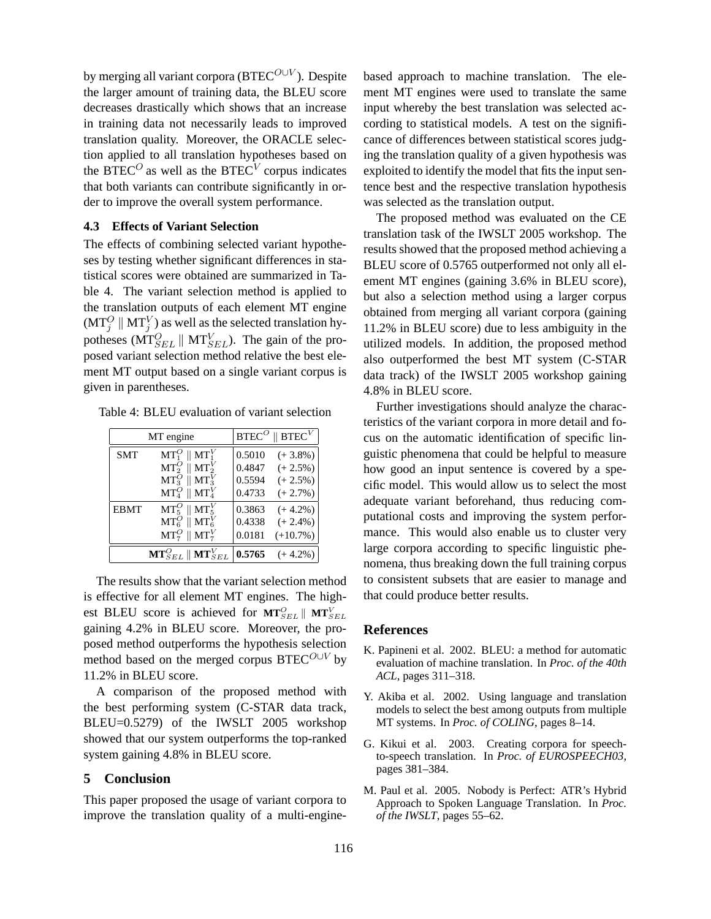by merging all variant corpora ($\text{BTEC}^{O \cup V}$). Despite the larger amount of training data, the BLEU score decreases drastically which shows that an increase in training data not necessarily leads to improved translation quality. Moreover, the ORACLE selection applied to all translation hypotheses based on the $\text{BTEC}^{O}$ as well as the $\text{BTEC}^{V}$ corpus indicates that both variants can contribute significantly in order to improve the overall system performance.

### 4.3 Effects of Variant Selection

The effects of combining selected variant hypotheses by testing whether significant differences in statistical scores were obtained are summarized in Table 4. The variant selection method is applied to the translation outputs of each element MT engine ($\text{MT}_j^O \parallel \text{MT}_j^V$) as well as the selected translation hypotheses ($\text{MT}_{SEL}^O \parallel \text{MT}_{SEL}^V$). The gain of the proposed variant selection method relative the best element MT output based on a single variant corpus is given in parentheses.

Table 4: BLEU evaluation of variant selection

| MT engine | | $\text{BTEC}^O \parallel \text{BTEC}^V$ | |
|---|---|---|---|
| SMT | $\text{MT}_1^O \parallel \text{MT}_1^V$ | 0.5010 | (+ 3.8%) |
| | $\text{MT}_2^O \parallel \text{MT}_2^V$ | 0.4847 | (+ 2.5%) |
| | $\text{MT}_3^O \parallel \text{MT}_3^V$ | 0.5594 | (+ 2.5%) |
| | $\text{MT}_4^O \parallel \text{MT}_4^V$ | 0.4733 | (+ 2.7%) |
| EBMT | $\text{MT}_5^O \parallel \text{MT}_5^V$ | 0.3863 | (+ 4.2%) |
| | $\text{MT}_6^O \parallel \text{MT}_6^V$ | 0.4338 | (+ 2.4%) |
| | $\text{MT}_7^O \parallel \text{MT}_7^V$ | 0.0181 | (+10.7%) |
| | $\mathbf{MT}_{SEL}^O \parallel \mathbf{MT}_{SEL}^V$ | **0.5765** | (+ 4.2%) |

The results show that the variant selection method is effective for all element MT engines. The highest BLEU score is achieved for $\mathbf{MT}_{SEL}^O \parallel \mathbf{MT}_{SEL}^V$ gaining 4.2% in BLEU score. Moreover, the proposed method outperforms the hypothesis selection method based on the merged corpus $\text{BTEC}^{O \cup V}$ by 11.2% in BLEU score.

A comparison of the proposed method with the best performing system (C-STAR data track, BLEU=0.5279) of the IWSLT 2005 workshop showed that our system outperforms the top-ranked system gaining 4.8% in BLEU score.

## 5 Conclusion

This paper proposed the usage of variant corpora to improve the translation quality of a multi-engine-based approach to machine translation. The element MT engines were used to translate the same input whereby the best translation was selected according to statistical models. A test on the significance of differences between statistical scores judging the translation quality of a given hypothesis was exploited to identify the model that fits the input sentence best and the respective translation hypothesis was selected as the translation output.

The proposed method was evaluated on the CE translation task of the IWSLT 2005 workshop. The results showed that the proposed method achieving a BLEU score of 0.5765 outperformed not only all element MT engines (gaining 3.6% in BLEU score), but also a selection method using a larger corpus obtained from merging all variant corpora (gaining 11.2% in BLEU score) due to less ambiguity in the utilized models. In addition, the proposed method also outperformed the best MT system (C-STAR data track) of the IWSLT 2005 workshop gaining 4.8% in BLEU score.

Further investigations should analyze the characteristics of the variant corpora in more detail and focus on the automatic identification of specific linguistic phenomena that could be helpful to measure how good an input sentence is covered by a specific model. This would allow us to select the most adequate variant beforehand, thus reducing computational costs and improving the system performance. This would also enable us to cluster very large corpora according to specific linguistic phenomena, thus breaking down the full training corpus to consistent subsets that are easier to manage and that could produce better results.

## References

K. Papineni et al. 2002. BLEU: a method for automatic evaluation of machine translation. In *Proc. of the 40th ACL*, pages 311–318.

Y. Akiba et al. 2002. Using language and translation models to select the best among outputs from multiple MT systems. In *Proc. of COLING*, pages 8–14.

G. Kikui et al. 2003. Creating corpora for speech-to-speech translation. In *Proc. of EUROSPEECH03*, pages 381–384.

M. Paul et al. 2005. Nobody is Perfect: ATR's Hybrid Approach to Spoken Language Translation. In *Proc. of the IWSLT*, pages 55–62.